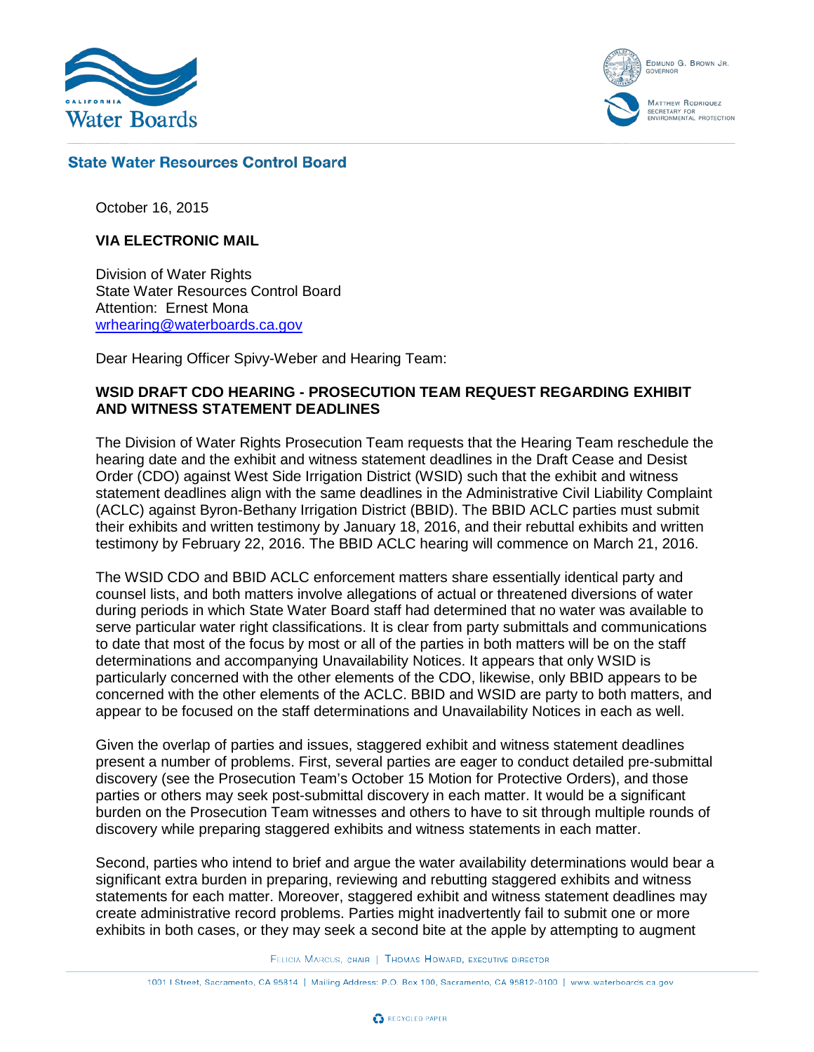State Water Resources Control Board

October 16, 2015

**VIA ELECTRONIC MAIL**

Division of Water Rights
State Water Resources Control Board
Attention: Ernest Mona
wrhearing@waterboards.ca.gov

Dear Hearing Officer Spivy-Weber and Hearing Team:

**WSID DRAFT CDO HEARING - PROSECUTION TEAM REQUEST REGARDING EXHIBIT AND WITNESS STATEMENT DEADLINES**

The Division of Water Rights Prosecution Team requests that the Hearing Team reschedule the hearing date and the exhibit and witness statement deadlines in the Draft Cease and Desist Order (CDO) against West Side Irrigation District (WSID) such that the exhibit and witness statement deadlines align with the same deadlines in the Administrative Civil Liability Complaint (ACLC) against Byron-Bethany Irrigation District (BBID). The BBID ACLC parties must submit their exhibits and written testimony by January 18, 2016, and their rebuttal exhibits and written testimony by February 22, 2016. The BBID ACLC hearing will commence on March 21, 2016.

The WSID CDO and BBID ACLC enforcement matters share essentially identical party and counsel lists, and both matters involve allegations of actual or threatened diversions of water during periods in which State Water Board staff had determined that no water was available to serve particular water right classifications. It is clear from party submittals and communications to date that most of the focus by most or all of the parties in both matters will be on the staff determinations and accompanying Unavailability Notices. It appears that only WSID is particularly concerned with the other elements of the CDO, likewise, only BBID appears to be concerned with the other elements of the ACLC. BBID and WSID are party to both matters, and appear to be focused on the staff determinations and Unavailability Notices in each as well.

Given the overlap of parties and issues, staggered exhibit and witness statement deadlines present a number of problems. First, several parties are eager to conduct detailed pre-submittal discovery (see the Prosecution Team's October 15 Motion for Protective Orders), and those parties or others may seek post-submittal discovery in each matter. It would be a significant burden on the Prosecution Team witnesses and others to have to sit through multiple rounds of discovery while preparing staggered exhibits and witness statements in each matter.

Second, parties who intend to brief and argue the water availability determinations would bear a significant extra burden in preparing, reviewing and rebutting staggered exhibits and witness statements for each matter. Moreover, staggered exhibit and witness statement deadlines may create administrative record problems. Parties might inadvertently fail to submit one or more exhibits in both cases, or they may seek a second bite at the apple by attempting to augment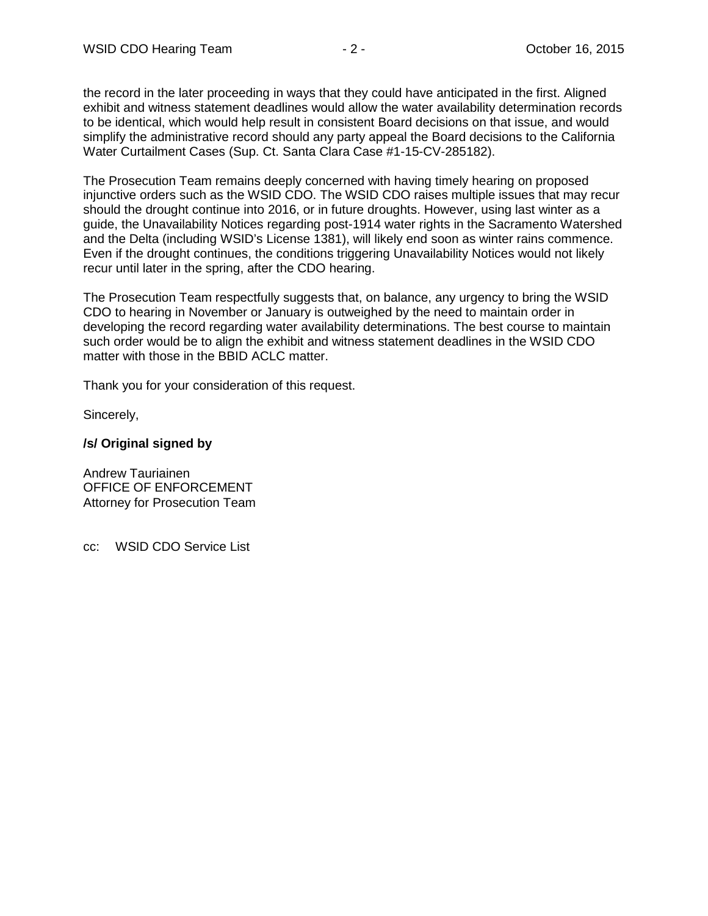the record in the later proceeding in ways that they could have anticipated in the first. Aligned exhibit and witness statement deadlines would allow the water availability determination records to be identical, which would help result in consistent Board decisions on that issue, and would simplify the administrative record should any party appeal the Board decisions to the California Water Curtailment Cases (Sup. Ct. Santa Clara Case #1-15-CV-285182).

The Prosecution Team remains deeply concerned with having timely hearing on proposed injunctive orders such as the WSID CDO. The WSID CDO raises multiple issues that may recur should the drought continue into 2016, or in future droughts. However, using last winter as a guide, the Unavailability Notices regarding post-1914 water rights in the Sacramento Watershed and the Delta (including WSID's License 1381), will likely end soon as winter rains commence. Even if the drought continues, the conditions triggering Unavailability Notices would not likely recur until later in the spring, after the CDO hearing.

The Prosecution Team respectfully suggests that, on balance, any urgency to bring the WSID CDO to hearing in November or January is outweighed by the need to maintain order in developing the record regarding water availability determinations. The best course to maintain such order would be to align the exhibit and witness statement deadlines in the WSID CDO matter with those in the BBID ACLC matter.

Thank you for your consideration of this request.

Sincerely,

**/s/ Original signed by**

Andrew Tauriainen
OFFICE OF ENFORCEMENT
Attorney for Prosecution Team

cc: WSID CDO Service List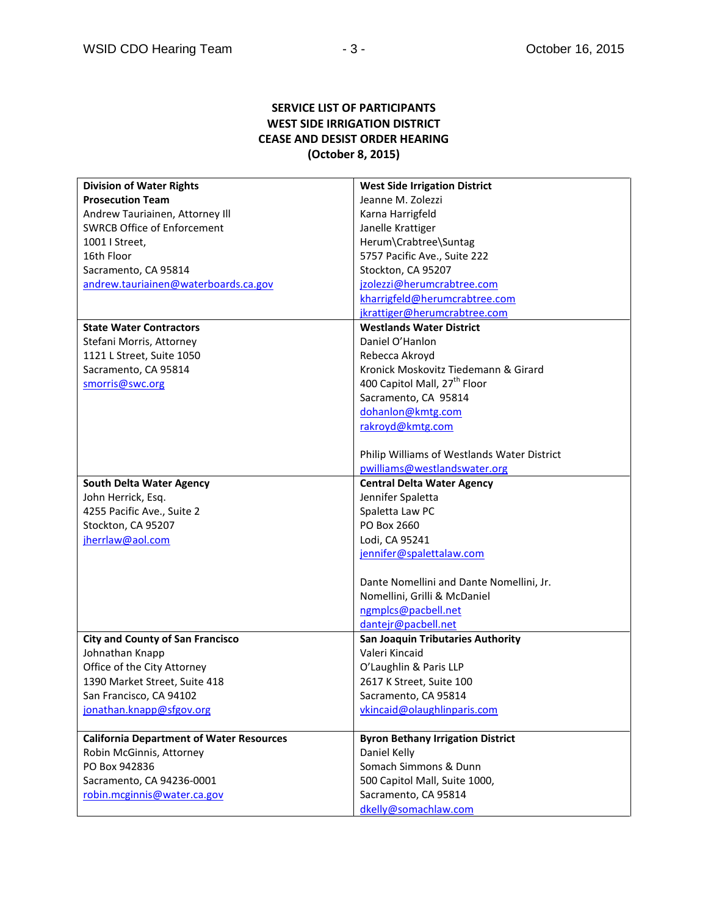**SERVICE LIST OF PARTICIPANTS**
**WEST SIDE IRRIGATION DISTRICT**
**CEASE AND DESIST ORDER HEARING**
**(October 8, 2015)**

| | |
|---|---|
| **Division of Water Rights Prosecution Team**<br>Andrew Tauriainen, Attorney Ill<br>SWRCB Office of Enforcement<br>1001 I Street,<br>16th Floor<br>Sacramento, CA 95814<br>andrew.tauriainen@waterboards.ca.gov | **West Side Irrigation District**<br>Jeanne M. Zolezzi<br>Karna Harrigfeld<br>Janelle Krattiger<br>Herum\Crabtree\Suntag<br>5757 Pacific Ave., Suite 222<br>Stockton, CA 95207<br>jzolezzi@herumcrabtree.com<br>kharrigfeld@herumcrabtree.com<br>jkrattiger@herumcrabtree.com |
| **State Water Contractors**<br>Stefani Morris, Attorney<br>1121 L Street, Suite 1050<br>Sacramento, CA 95814<br>smorris@swc.org | **Westlands Water District**<br>Daniel O'Hanlon<br>Rebecca Akroyd<br>Kronick Moskovitz Tiedemann & Girard<br>400 Capitol Mall, 27th Floor<br>Sacramento, CA 95814<br>dohanlon@kmtg.com<br>rakroyd@kmtg.com<br><br>Philip Williams of Westlands Water District<br>pwilliams@westlandswater.org |
| **South Delta Water Agency**<br>John Herrick, Esq.<br>4255 Pacific Ave., Suite 2<br>Stockton, CA 95207<br>jherrlaw@aol.com | **Central Delta Water Agency**<br>Jennifer Spaletta<br>Spaletta Law PC<br>PO Box 2660<br>Lodi, CA 95241<br>jennifer@spalettalaw.com<br><br>Dante Nomellini and Dante Nomellini, Jr.<br>Nomellini, Grilli & McDaniel<br>ngmplcs@pacbell.net<br>dantejr@pacbell.net |
| **City and County of San Francisco**<br>Johnathan Knapp<br>Office of the City Attorney<br>1390 Market Street, Suite 418<br>San Francisco, CA 94102<br>jonathan.knapp@sfgov.org | **San Joaquin Tributaries Authority**<br>Valeri Kincaid<br>O'Laughlin & Paris LLP<br>2617 K Street, Suite 100<br>Sacramento, CA 95814<br>vkincaid@olaughlinparis.com |
| **California Department of Water Resources**<br>Robin McGinnis, Attorney<br>PO Box 942836<br>Sacramento, CA 94236-0001<br>robin.mcginnis@water.ca.gov | **Byron Bethany Irrigation District**<br>Daniel Kelly<br>Somach Simmons & Dunn<br>500 Capitol Mall, Suite 1000,<br>Sacramento, CA 95814<br>dkelly@somachlaw.com |